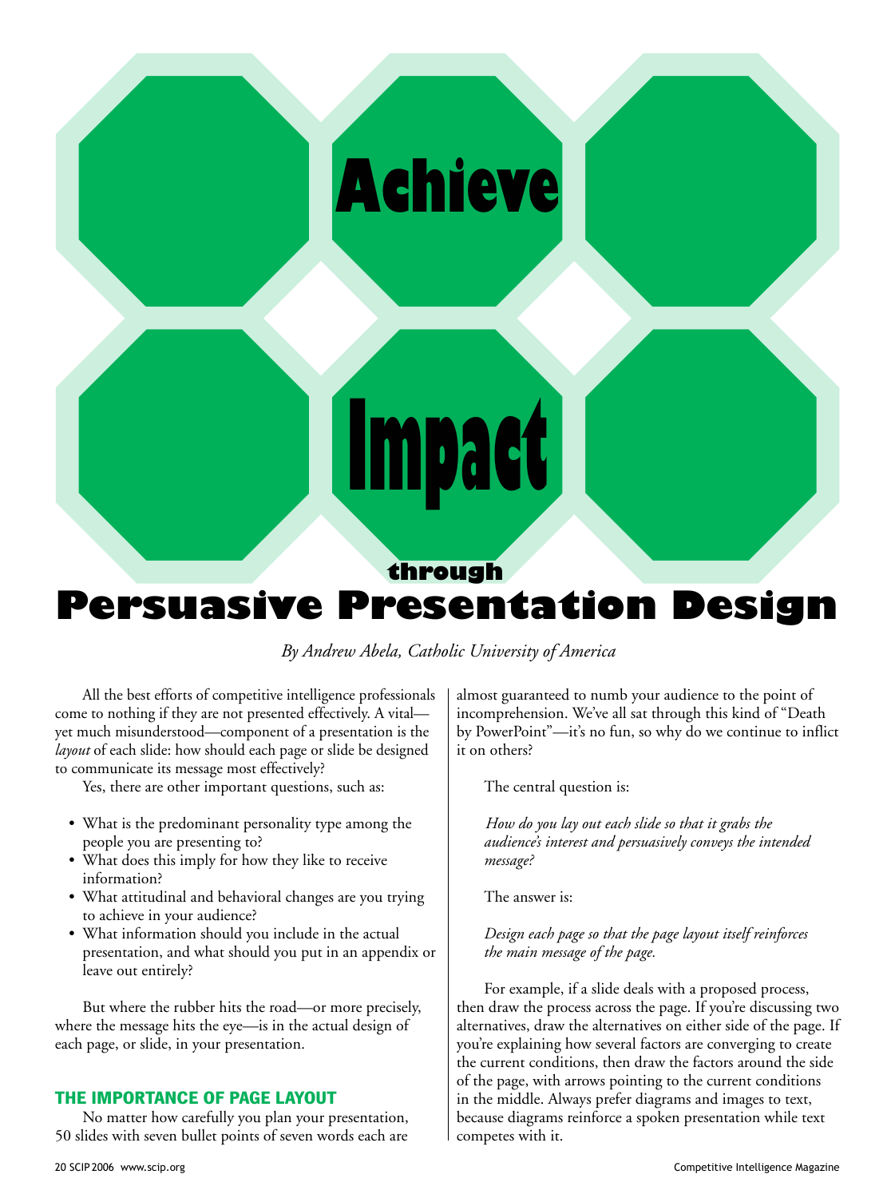# Achieve Impact through Persuasive Presentation Design

*By Andrew Abela, Catholic University of America*

All the best efforts of competitive intelligence professionals come to nothing if they are not presented effectively. A vital—yet much misunderstood—component of a presentation is the *layout* of each slide: how should each page or slide be designed to communicate its message most effectively?

Yes, there are other important questions, such as:

- What is the predominant personality type among the people you are presenting to?
- What does this imply for how they like to receive information?
- What attitudinal and behavioral changes are you trying to achieve in your audience?
- What information should you include in the actual presentation, and what should you put in an appendix or leave out entirely?

But where the rubber hits the road—or more precisely, where the message hits the eye—is in the actual design of each page, or slide, in your presentation.

## THE IMPORTANCE OF PAGE LAYOUT

No matter how carefully you plan your presentation, 50 slides with seven bullet points of seven words each are almost guaranteed to numb your audience to the point of incomprehension. We've all sat through this kind of "Death by PowerPoint"—it's no fun, so why do we continue to inflict it on others?

The central question is:

*How do you lay out each slide so that it grabs the audience's interest and persuasively conveys the intended message?*

The answer is:

*Design each page so that the page layout itself reinforces the main message of the page.*

For example, if a slide deals with a proposed process, then draw the process across the page. If you're discussing two alternatives, draw the alternatives on either side of the page. If you're explaining how several factors are converging to create the current conditions, then draw the factors around the side of the page, with arrows pointing to the current conditions in the middle. Always prefer diagrams and images to text, because diagrams reinforce a spoken presentation while text competes with it.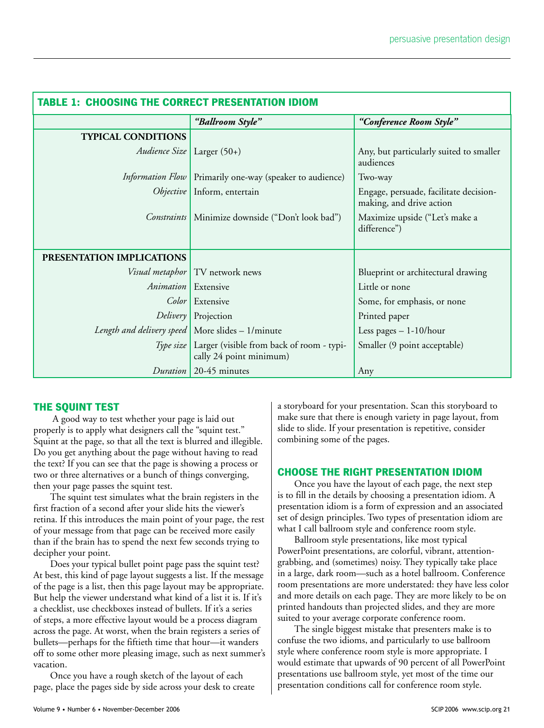**TABLE 1: CHOOSING THE CORRECT PRESENTATION IDIOM**

| | *"Ballroom Style"* | *"Conference Room Style"* |
|---|---|---|
| **TYPICAL CONDITIONS** | | |
| *Audience Size* | Larger (50+) | Any, but particularly suited to smaller audiences |
| *Information Flow* | Primarily one-way (speaker to audience) | Two-way |
| *Objective* | Inform, entertain | Engage, persuade, facilitate decision-making, and drive action |
| *Constraints* | Minimize downside ("Don't look bad") | Maximize upside ("Let's make a difference") |
| **PRESENTATION IMPLICATIONS** | | |
| *Visual metaphor* | TV network news | Blueprint or architectural drawing |
| *Animation* | Extensive | Little or none |
| *Color* | Extensive | Some, for emphasis, or none |
| *Delivery* | Projection | Printed paper |
| *Length and delivery speed* | More slides – 1/minute | Less pages – 1-10/hour |
| *Type size* | Larger (visible from back of room - typically 24 point minimum) | Smaller (9 point acceptable) |
| *Duration* | 20-45 minutes | Any |

## THE SQUINT TEST

A good way to test whether your page is laid out properly is to apply what designers call the "squint test." Squint at the page, so that all the text is blurred and illegible. Do you get anything about the page without having to read the text? If you can see that the page is showing a process or two or three alternatives or a bunch of things converging, then your page passes the squint test.

The squint test simulates what the brain registers in the first fraction of a second after your slide hits the viewer's retina. If this introduces the main point of your page, the rest of your message from that page can be received more easily than if the brain has to spend the next few seconds trying to decipher your point.

Does your typical bullet point page pass the squint test? At best, this kind of page layout suggests a list. If the message of the page is a list, then this page layout may be appropriate. But help the viewer understand what kind of a list it is. If it's a checklist, use checkboxes instead of bullets. If it's a series of steps, a more effective layout would be a process diagram across the page. At worst, when the brain registers a series of bullets—perhaps for the fiftieth time that hour—it wanders off to some other more pleasing image, such as next summer's vacation.

Once you have a rough sketch of the layout of each page, place the pages side by side across your desk to create a storyboard for your presentation. Scan this storyboard to make sure that there is enough variety in page layout, from slide to slide. If your presentation is repetitive, consider combining some of the pages.

## CHOOSE THE RIGHT PRESENTATION IDIOM

Once you have the layout of each page, the next step is to fill in the details by choosing a presentation idiom. A presentation idiom is a form of expression and an associated set of design principles. Two types of presentation idiom are what I call ballroom style and conference room style.

Ballroom style presentations, like most typical PowerPoint presentations, are colorful, vibrant, attention-grabbing, and (sometimes) noisy. They typically take place in a large, dark room—such as a hotel ballroom. Conference room presentations are more understated: they have less color and more details on each page. They are more likely to be on printed handouts than projected slides, and they are more suited to your average corporate conference room.

The single biggest mistake that presenters make is to confuse the two idioms, and particularly to use ballroom style where conference room style is more appropriate. I would estimate that upwards of 90 percent of all PowerPoint presentations use ballroom style, yet most of the time our presentation conditions call for conference room style.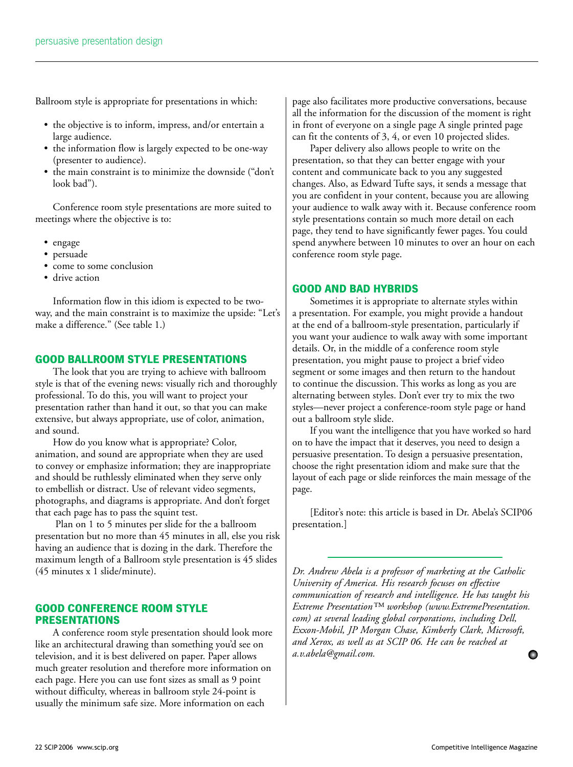Ballroom style is appropriate for presentations in which:

- the objective is to inform, impress, and/or entertain a large audience.
- the information flow is largely expected to be one-way (presenter to audience).
- the main constraint is to minimize the downside ("don't look bad").

Conference room style presentations are more suited to meetings where the objective is to:

- engage
- persuade
- come to some conclusion
- drive action

Information flow in this idiom is expected to be two-way, and the main constraint is to maximize the upside: "Let's make a difference." (See table 1.)

## GOOD BALLROOM STYLE PRESENTATIONS

The look that you are trying to achieve with ballroom style is that of the evening news: visually rich and thoroughly professional. To do this, you will want to project your presentation rather than hand it out, so that you can make extensive, but always appropriate, use of color, animation, and sound.

How do you know what is appropriate? Color, animation, and sound are appropriate when they are used to convey or emphasize information; they are inappropriate and should be ruthlessly eliminated when they serve only to embellish or distract. Use of relevant video segments, photographs, and diagrams is appropriate. And don't forget that each page has to pass the squint test.

Plan on 1 to 5 minutes per slide for the a ballroom presentation but no more than 45 minutes in all, else you risk having an audience that is dozing in the dark. Therefore the maximum length of a Ballroom style presentation is 45 slides (45 minutes x 1 slide/minute).

## GOOD CONFERENCE ROOM STYLE PRESENTATIONS

A conference room style presentation should look more like an architectural drawing than something you'd see on television, and it is best delivered on paper. Paper allows much greater resolution and therefore more information on each page. Here you can use font sizes as small as 9 point without difficulty, whereas in ballroom style 24-point is usually the minimum safe size. More information on each page also facilitates more productive conversations, because all the information for the discussion of the moment is right in front of everyone on a single page A single printed page can fit the contents of 3, 4, or even 10 projected slides.

Paper delivery also allows people to write on the presentation, so that they can better engage with your content and communicate back to you any suggested changes. Also, as Edward Tufte says, it sends a message that you are confident in your content, because you are allowing your audience to walk away with it. Because conference room style presentations contain so much more detail on each page, they tend to have significantly fewer pages. You could spend anywhere between 10 minutes to over an hour on each conference room style page.

## GOOD AND BAD HYBRIDS

Sometimes it is appropriate to alternate styles within a presentation. For example, you might provide a handout at the end of a ballroom-style presentation, particularly if you want your audience to walk away with some important details. Or, in the middle of a conference room style presentation, you might pause to project a brief video segment or some images and then return to the handout to continue the discussion. This works as long as you are alternating between styles. Don't ever try to mix the two styles—never project a conference-room style page or hand out a ballroom style slide.

If you want the intelligence that you have worked so hard on to have the impact that it deserves, you need to design a persuasive presentation. To design a persuasive presentation, choose the right presentation idiom and make sure that the layout of each page or slide reinforces the main message of the page.

[Editor's note: this article is based in Dr. Abela's SCIP06 presentation.]

---

*Dr. Andrew Abela is a professor of marketing at the Catholic University of America. His research focuses on effective communication of research and intelligence. He has taught his Extreme Presentation™ workshop (www.ExtremePresentation.com) at several leading global corporations, including Dell, Exxon-Mobil, JP Morgan Chase, Kimberly Clark, Microsoft, and Xerox, as well as at SCIP 06. He can be reached at a.v.abela@gmail.com.*